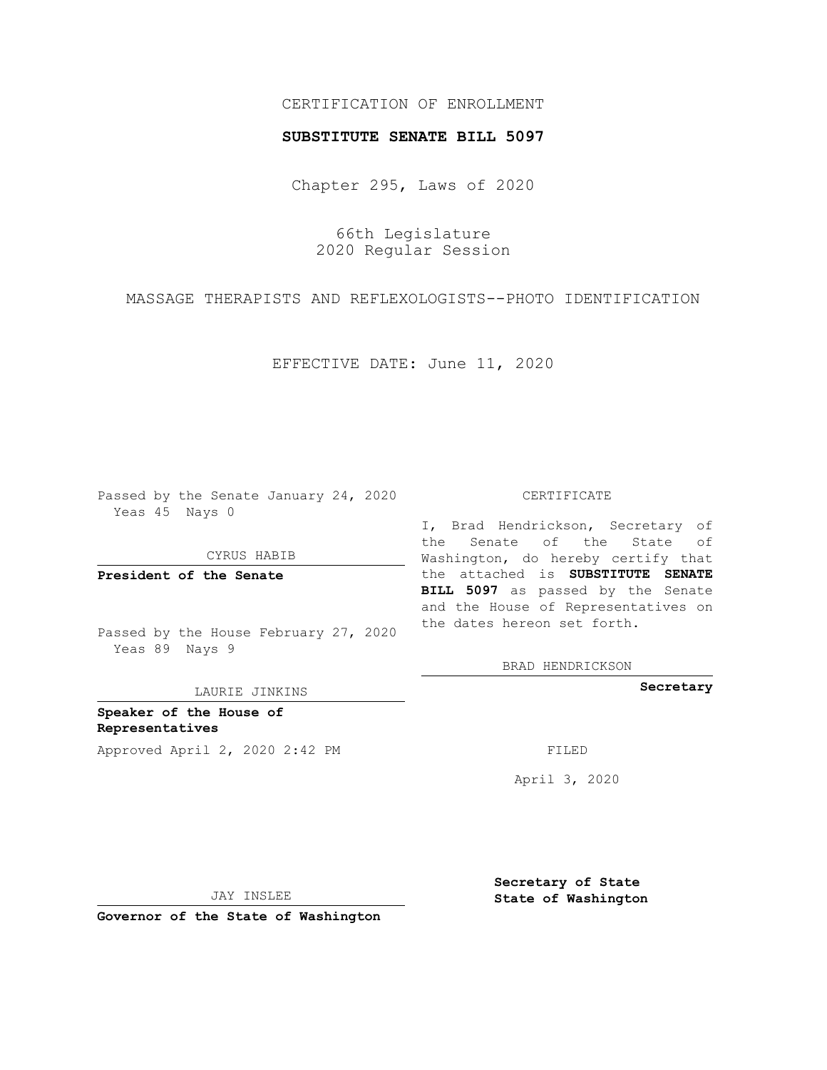CERTIFICATION OF ENROLLMENT

**SUBSTITUTE SENATE BILL 5097**

Chapter 295, Laws of 2020

66th Legislature
2020 Regular Session

MASSAGE THERAPISTS AND REFLEXOLOGISTS--PHOTO IDENTIFICATION

EFFECTIVE DATE: June 11, 2020

Passed by the Senate January 24, 2020
Yeas 45 Nays 0

CYRUS HABIB

**President of the Senate**

Passed by the House February 27, 2020
Yeas 89 Nays 9

LAURIE JINKINS

**Speaker of the House of Representatives**

Approved April 2, 2020 2:42 PM

JAY INSLEE

**Governor of the State of Washington**

CERTIFICATE

I, Brad Hendrickson, Secretary of the Senate of the State of Washington, do hereby certify that the attached is **SUBSTITUTE SENATE BILL 5097** as passed by the Senate and the House of Representatives on the dates hereon set forth.

BRAD HENDRICKSON

**Secretary**

FILED

April 3, 2020

**Secretary of State**
**State of Washington**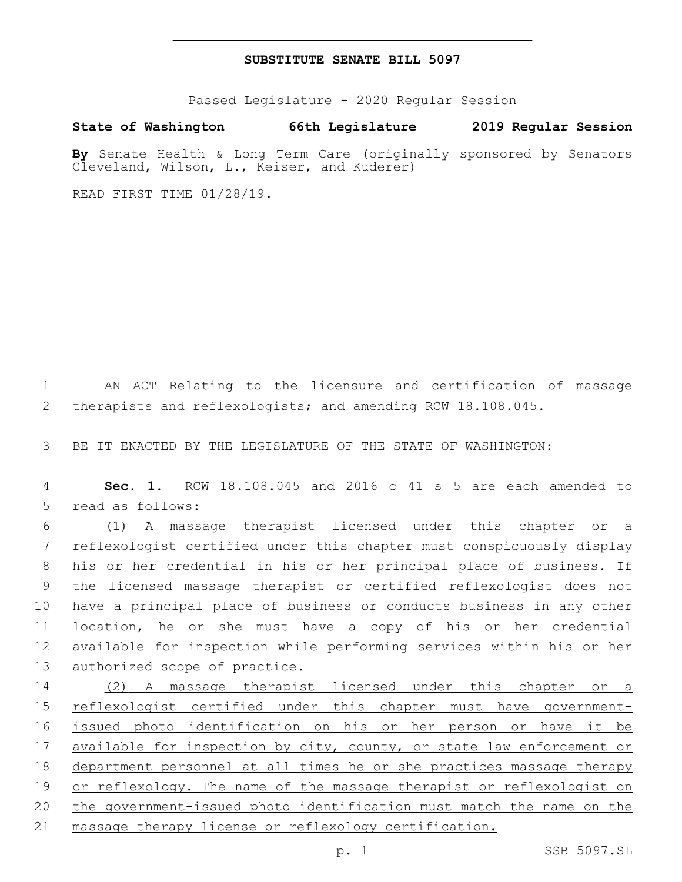# SUBSTITUTE SENATE BILL 5097

Passed Legislature - 2020 Regular Session

**State of Washington 66th Legislature 2019 Regular Session**

**By** Senate Health & Long Term Care (originally sponsored by Senators Cleveland, Wilson, L., Keiser, and Kuderer)

READ FIRST TIME 01/28/19.

AN ACT Relating to the licensure and certification of massage therapists and reflexologists; and amending RCW 18.108.045.

BE IT ENACTED BY THE LEGISLATURE OF THE STATE OF WASHINGTON:

**Sec. 1.** RCW 18.108.045 and 2016 c 41 s 5 are each amended to read as follows:

(1) A massage therapist licensed under this chapter or a reflexologist certified under this chapter must conspicuously display his or her credential in his or her principal place of business. If the licensed massage therapist or certified reflexologist does not have a principal place of business or conducts business in any other location, he or she must have a copy of his or her credential available for inspection while performing services within his or her authorized scope of practice.

(2) A massage therapist licensed under this chapter or a reflexologist certified under this chapter must have government-issued photo identification on his or her person or have it be available for inspection by city, county, or state law enforcement or department personnel at all times he or she practices massage therapy or reflexology. The name of the massage therapist or reflexologist on the government-issued photo identification must match the name on the massage therapy license or reflexology certification.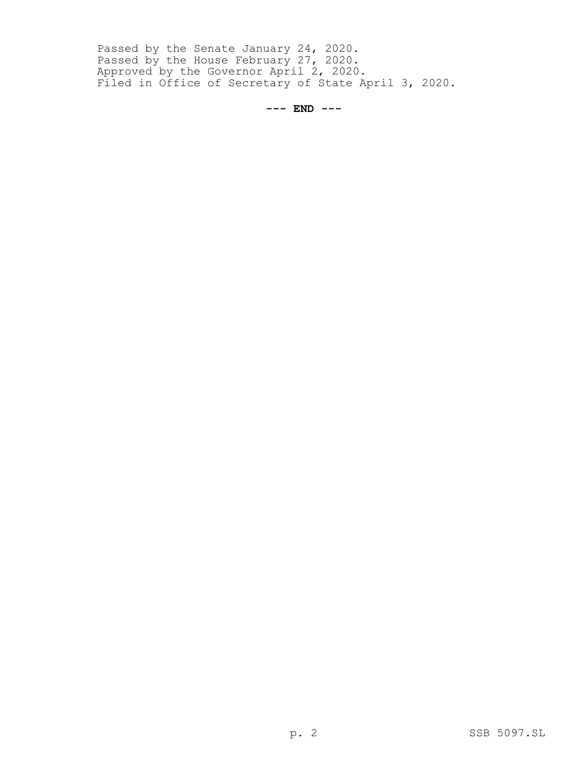Passed by the Senate January 24, 2020.
Passed by the House February 27, 2020.
Approved by the Governor April 2, 2020.
Filed in Office of Secretary of State April 3, 2020.

**--- END ---**